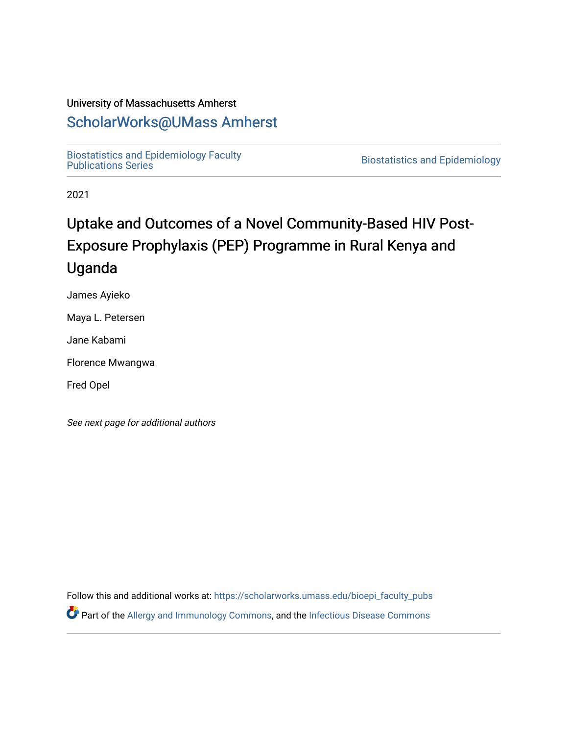University of Massachusetts Amherst

## ScholarWorks@UMass Amherst

Biostatistics and Epidemiology Faculty Publications Series

Biostatistics and Epidemiology

2021

# Uptake and Outcomes of a Novel Community-Based HIV Post-Exposure Prophylaxis (PEP) Programme in Rural Kenya and Uganda

James Ayieko

Maya L. Petersen

Jane Kabami

Florence Mwangwa

Fred Opel

*See next page for additional authors*

Follow this and additional works at: https://scholarworks.umass.edu/bioepi_faculty_pubs

Part of the Allergy and Immunology Commons, and the Infectious Disease Commons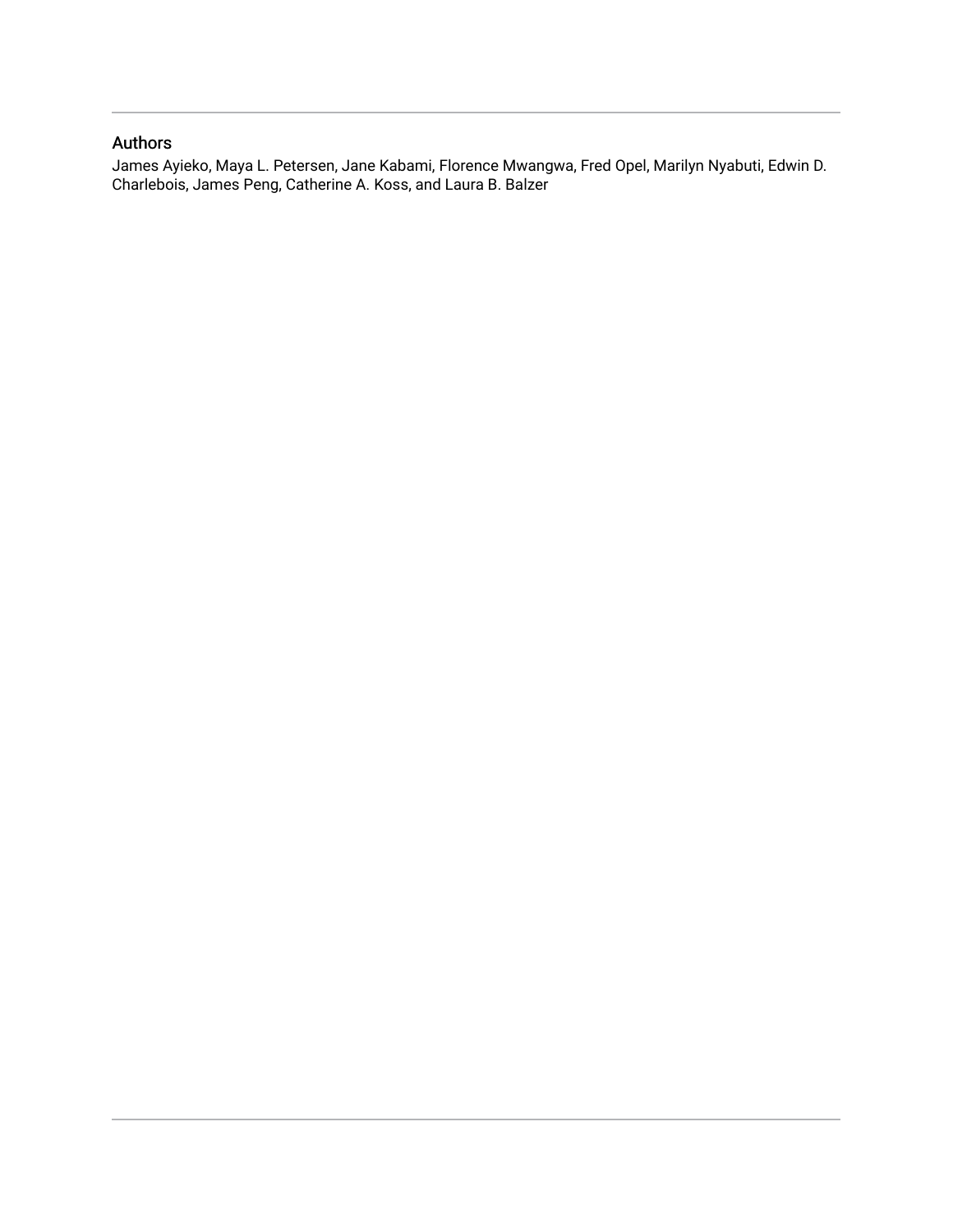## Authors

James Ayieko, Maya L. Petersen, Jane Kabami, Florence Mwangwa, Fred Opel, Marilyn Nyabuti, Edwin D. Charlebois, James Peng, Catherine A. Koss, and Laura B. Balzer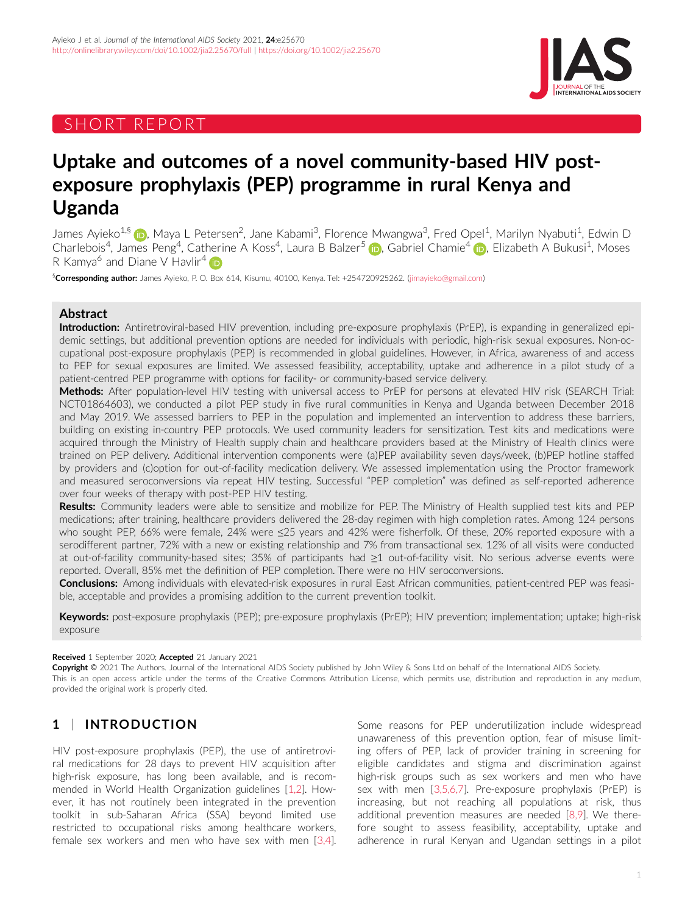# SHORT REPORT

# Uptake and outcomes of a novel community-based HIV post-exposure prophylaxis (PEP) programme in rural Kenya and Uganda

James Ayieko[1,§], Maya L Petersen[2], Jane Kabami[3], Florence Mwangwa[3], Fred Opel[1], Marilyn Nyabuti[1], Edwin D Charlebois[4], James Peng[4], Catherine A Koss[4], Laura B Balzer[5], Gabriel Chamie[4], Elizabeth A Bukusi[1], Moses R Kamya[6] and Diane V Havlir[4]

[§]**Corresponding author:** James Ayieko, P. O. Box 614, Kisumu, 40100, Kenya. Tel: +254720925262. (jimayieko@gmail.com)

## Abstract

**Introduction:** Antiretroviral-based HIV prevention, including pre-exposure prophylaxis (PrEP), is expanding in generalized epidemic settings, but additional prevention options are needed for individuals with periodic, high-risk sexual exposures. Non-occupational post-exposure prophylaxis (PEP) is recommended in global guidelines. However, in Africa, awareness of and access to PEP for sexual exposures are limited. We assessed feasibility, acceptability, uptake and adherence in a pilot study of a patient-centred PEP programme with options for facility- or community-based service delivery.

**Methods:** After population-level HIV testing with universal access to PrEP for persons at elevated HIV risk (SEARCH Trial: NCT01864603), we conducted a pilot PEP study in five rural communities in Kenya and Uganda between December 2018 and May 2019. We assessed barriers to PEP in the population and implemented an intervention to address these barriers, building on existing in-country PEP protocols. We used community leaders for sensitization. Test kits and medications were acquired through the Ministry of Health supply chain and healthcare providers based at the Ministry of Health clinics were trained on PEP delivery. Additional intervention components were (a)PEP availability seven days/week, (b)PEP hotline staffed by providers and (c)option for out-of-facility medication delivery. We assessed implementation using the Proctor framework and measured seroconversions via repeat HIV testing. Successful "PEP completion" was defined as self-reported adherence over four weeks of therapy with post-PEP HIV testing.

**Results:** Community leaders were able to sensitize and mobilize for PEP. The Ministry of Health supplied test kits and PEP medications; after training, healthcare providers delivered the 28-day regimen with high completion rates. Among 124 persons who sought PEP, 66% were female, 24% were ≤25 years and 42% were fisherfolk. Of these, 20% reported exposure with a serodifferent partner, 72% with a new or existing relationship and 7% from transactional sex. 12% of all visits were conducted at out-of-facility community-based sites; 35% of participants had ≥1 out-of-facility visit. No serious adverse events were reported. Overall, 85% met the definition of PEP completion. There were no HIV seroconversions.

**Conclusions:** Among individuals with elevated-risk exposures in rural East African communities, patient-centred PEP was feasible, acceptable and provides a promising addition to the current prevention toolkit.

**Keywords:** post-exposure prophylaxis (PEP); pre-exposure prophylaxis (PrEP); HIV prevention; implementation; uptake; high-risk exposure

**Received** 1 September 2020; **Accepted** 21 January 2021

**Copyright** © 2021 The Authors. Journal of the International AIDS Society published by John Wiley & Sons Ltd on behalf of the International AIDS Society.
This is an open access article under the terms of the Creative Commons Attribution License, which permits use, distribution and reproduction in any medium, provided the original work is properly cited.

## 1 | INTRODUCTION

HIV post-exposure prophylaxis (PEP), the use of antiretroviral medications for 28 days to prevent HIV acquisition after high-risk exposure, has long been available, and is recommended in World Health Organization guidelines [1,2]. However, it has not routinely been integrated in the prevention toolkit in sub-Saharan Africa (SSA) beyond limited use restricted to occupational risks among healthcare workers, female sex workers and men who have sex with men [3,4]. Some reasons for PEP underutilization include widespread unawareness of this prevention option, fear of misuse limiting offers of PEP, lack of provider training in screening for eligible candidates and stigma and discrimination against high-risk groups such as sex workers and men who have sex with men [3,5,6,7]. Pre-exposure prophylaxis (PrEP) is increasing, but not reaching all populations at risk, thus additional prevention measures are needed [8,9]. We therefore sought to assess feasibility, acceptability, uptake and adherence in rural Kenyan and Ugandan settings in a pilot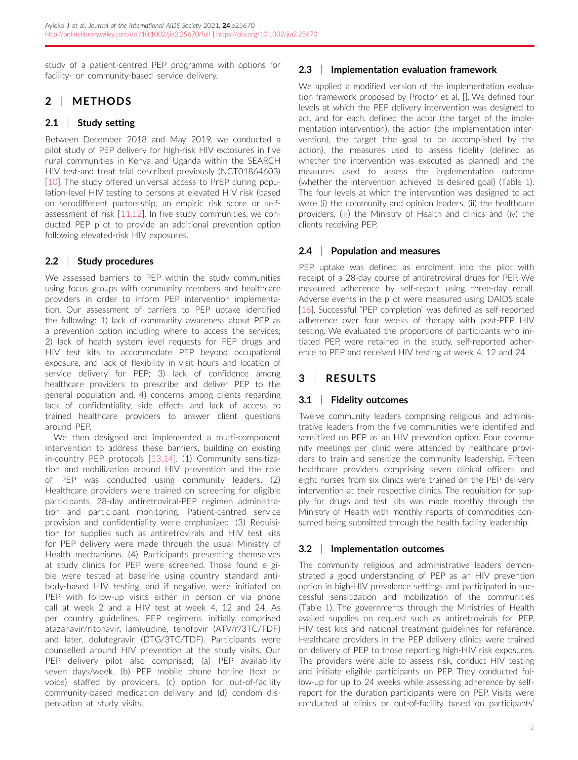study of a patient-centred PEP programme with options for facility- or community-based service delivery.

## 2 | METHODS

### 2.1 | Study setting

Between December 2018 and May 2019, we conducted a pilot study of PEP delivery for high-risk HIV exposures in five rural communities in Kenya and Uganda within the SEARCH HIV test-and treat trial described previously (NCT01864603) [10]. The study offered universal access to PrEP during population-level HIV testing to persons at elevated HIV risk (based on serodifferent partnership, an empiric risk score or self-assessment of risk [11,12]. In five study communities, we conducted PEP pilot to provide an additional prevention option following elevated-risk HIV exposures.

### 2.2 | Study procedures

We assessed barriers to PEP within the study communities using focus groups with community members and healthcare providers in order to inform PEP intervention implementation. Our assessment of barriers to PEP uptake identified the following: 1) lack of community awareness about PEP as a prevention option including where to access the services; 2) lack of health system level requests for PEP drugs and HIV test kits to accommodate PEP beyond occupational exposure, and lack of flexibility in visit hours and location of service delivery for PEP; 3) lack of confidence among healthcare providers to prescribe and deliver PEP to the general population and, 4) concerns among clients regarding lack of confidentiality, side effects and lack of access to trained healthcare providers to answer client questions around PEP.

We then designed and implemented a multi-component intervention to address these barriers, building on existing in-country PEP protocols [13,14]. (1) Community sensitization and mobilization around HIV prevention and the role of PEP was conducted using community leaders. (2) Healthcare providers were trained on screening for eligible participants, 28-day antiretroviral-PEP regimen administration and participant monitoring. Patient-centred service provision and confidentiality were emphasized. (3) Requisition for supplies such as antiretrovirals and HIV test kits for PEP delivery were made through the usual Ministry of Health mechanisms. (4) Participants presenting themselves at study clinics for PEP were screened. Those found eligible were tested at baseline using country standard antibody-based HIV testing, and if negative, were initiated on PEP with follow-up visits either in person or via phone call at week 2 and a HIV test at week 4, 12 and 24. As per country guidelines, PEP regimens initially comprised atazanavir/ritonavir, lamivudine, tenofovir (ATV/r/3TC/TDF) and later, dolutegravir (DTG/3TC/TDF). Participants were counselled around HIV prevention at the study visits. Our PEP delivery pilot also comprised; (a) PEP availability seven days/week, (b) PEP mobile phone hotline (text or voice) staffed by providers, (c) option for out-of-facility community-based medication delivery and (d) condom dispensation at study visits.

### 2.3 | Implementation evaluation framework

We applied a modified version of the implementation evaluation framework proposed by Proctor et al. []. We defined four levels at which the PEP delivery intervention was designed to act, and for each, defined the actor (the target of the implementation intervention), the action (the implementation intervention), the target (the goal to be accomplished by the action), the measures used to assess fidelity (defined as whether the intervention was executed as planned) and the measures used to assess the implementation outcome (whether the intervention achieved its desired goal) (Table 1). The four levels at which the intervention was designed to act were (i) the community and opinion leaders, (ii) the healthcare providers, (iii) the Ministry of Health and clinics and (iv) the clients receiving PEP.

### 2.4 | Population and measures

PEP uptake was defined as enrolment into the pilot with receipt of a 28-day course of antiretroviral drugs for PEP. We measured adherence by self-report using three-day recall. Adverse events in the pilot were measured using DAIDS scale [16]. Successful "PEP completion" was defined as self-reported adherence over four weeks of therapy with post-PEP HIV testing. We evaluated the proportions of participants who initiated PEP, were retained in the study, self-reported adherence to PEP and received HIV testing at week 4, 12 and 24.

## 3 | RESULTS

### 3.1 | Fidelity outcomes

Twelve community leaders comprising religious and administrative leaders from the five communities were identified and sensitized on PEP as an HIV prevention option. Four community meetings per clinic were attended by healthcare providers to train and sensitize the community leadership. Fifteen healthcare providers comprising seven clinical officers and eight nurses from six clinics were trained on the PEP delivery intervention at their respective clinics. The requisition for supply for drugs and test kits was made monthly through the Ministry of Health with monthly reports of commodities consumed being submitted through the health facility leadership.

### 3.2 | Implementation outcomes

The community religious and administrative leaders demonstrated a good understanding of PEP as an HIV prevention option in high-HIV prevalence settings and participated in successful sensitization and mobilization of the communities (Table 1). The governments through the Ministries of Health availed supplies on request such as antiretrovirals for PEP, HIV test kits and national treatment guidelines for reference. Healthcare providers in the PEP delivery clinics were trained on delivery of PEP to those reporting high-HIV risk exposures. The providers were able to assess risk, conduct HIV testing and initiate eligible participants on PEP. They conducted follow-up for up to 24 weeks while assessing adherence by self-report for the duration participants were on PEP. Visits were conducted at clinics or out-of-facility based on participants'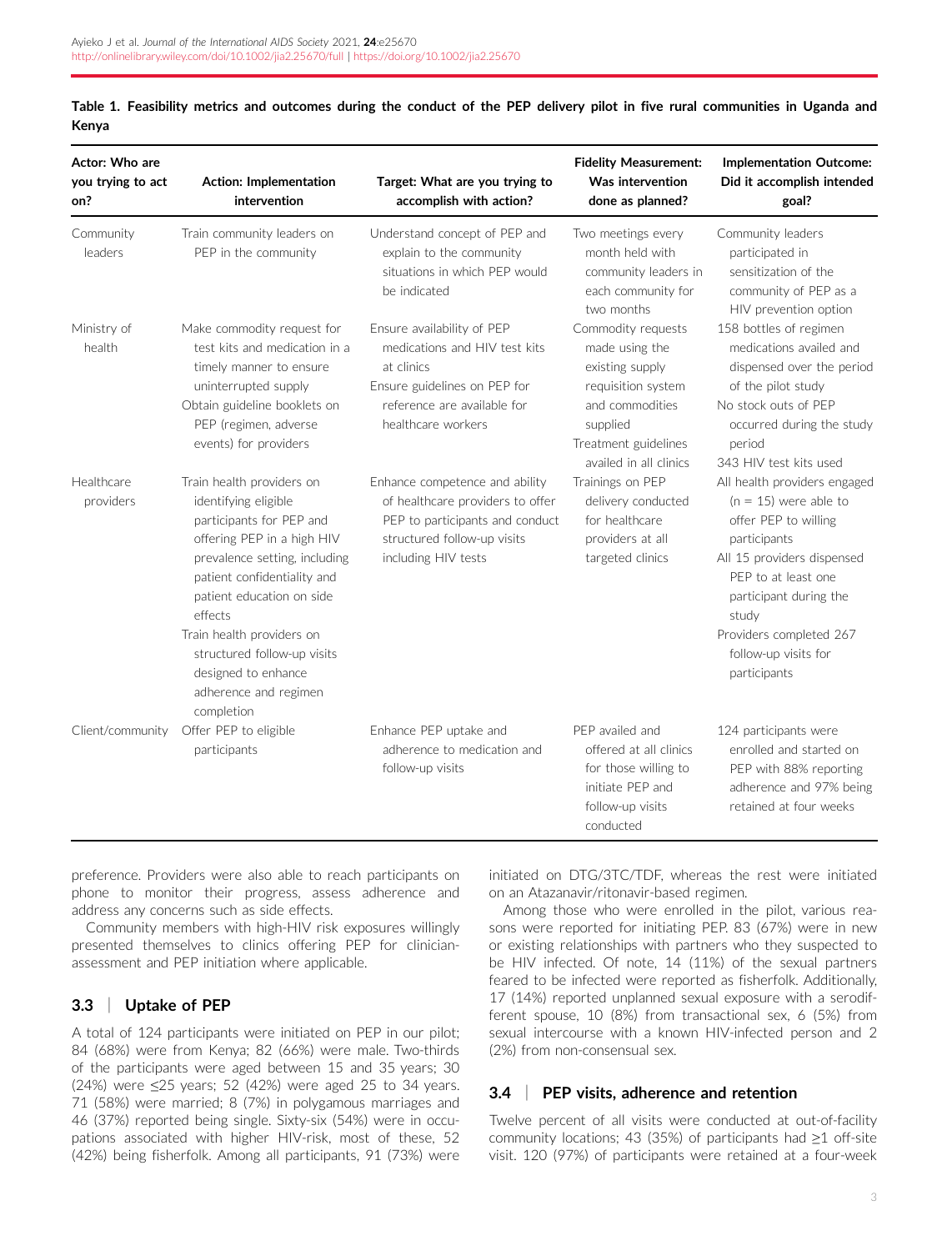**Table 1. Feasibility metrics and outcomes during the conduct of the PEP delivery pilot in five rural communities in Uganda and Kenya**

| Actor: Who are you trying to act on? | Action: Implementation intervention | Target: What are you trying to accomplish with action? | Fidelity Measurement: Was intervention done as planned? | Implementation Outcome: Did it accomplish intended goal? |
|---|---|---|---|---|
| Community leaders | Train community leaders on PEP in the community | Understand concept of PEP and explain to the community situations in which PEP would be indicated | Two meetings every month held with community leaders in each community for two months | Community leaders participated in sensitization of the community of PEP as a HIV prevention option |
| Ministry of health | Make commodity request for test kits and medication in a timely manner to ensure uninterrupted supply<br>Obtain guideline booklets on PEP (regimen, adverse events) for providers | Ensure availability of PEP medications and HIV test kits at clinics<br>Ensure guidelines on PEP for reference are available for healthcare workers | Commodity requests made using the existing supply requisition system and commodities supplied<br>Treatment guidelines availed in all clinics | 158 bottles of regimen medications availed and dispensed over the period of the pilot study<br>No stock outs of PEP occurred during the study period<br>343 HIV test kits used |
| Healthcare providers | Train health providers on identifying eligible participants for PEP and offering PEP in a high HIV prevalence setting, including patient confidentiality and patient education on side effects<br>Train health providers on structured follow-up visits designed to enhance adherence and regimen completion | Enhance competence and ability of healthcare providers to offer PEP to participants and conduct structured follow-up visits including HIV tests | Trainings on PEP delivery conducted for healthcare providers at all targeted clinics | All health providers engaged (n = 15) were able to offer PEP to willing participants<br>All 15 providers dispensed PEP to at least one participant during the study<br>Providers completed 267 follow-up visits for participants |
| Client/community | Offer PEP to eligible participants | Enhance PEP uptake and adherence to medication and follow-up visits | PEP availed and offered at all clinics for those willing to initiate PEP and follow-up visits conducted | 124 participants were enrolled and started on PEP with 88% reporting adherence and 97% being retained at four weeks |

preference. Providers were also able to reach participants on phone to monitor their progress, assess adherence and address any concerns such as side effects.

Community members with high-HIV risk exposures willingly presented themselves to clinics offering PEP for clinician-assessment and PEP initiation where applicable.

## 3.3 | Uptake of PEP

A total of 124 participants were initiated on PEP in our pilot; 84 (68%) were from Kenya; 82 (66%) were male. Two-thirds of the participants were aged between 15 and 35 years; 30 (24%) were ≤25 years; 52 (42%) were aged 25 to 34 years. 71 (58%) were married; 8 (7%) in polygamous marriages and 46 (37%) reported being single. Sixty-six (54%) were in occupations associated with higher HIV-risk, most of these, 52 (42%) being fisherfolk. Among all participants, 91 (73%) were initiated on DTG/3TC/TDF, whereas the rest were initiated on an Atazanavir/ritonavir-based regimen.

Among those who were enrolled in the pilot, various reasons were reported for initiating PEP. 83 (67%) were in new or existing relationships with partners who they suspected to be HIV infected. Of note, 14 (11%) of the sexual partners feared to be infected were reported as fisherfolk. Additionally, 17 (14%) reported unplanned sexual exposure with a serodifferent spouse, 10 (8%) from transactional sex, 6 (5%) from sexual intercourse with a known HIV-infected person and 2 (2%) from non-consensual sex.

## 3.4 | PEP visits, adherence and retention

Twelve percent of all visits were conducted at out-of-facility community locations; 43 (35%) of participants had ≥1 off-site visit. 120 (97%) of participants were retained at a four-week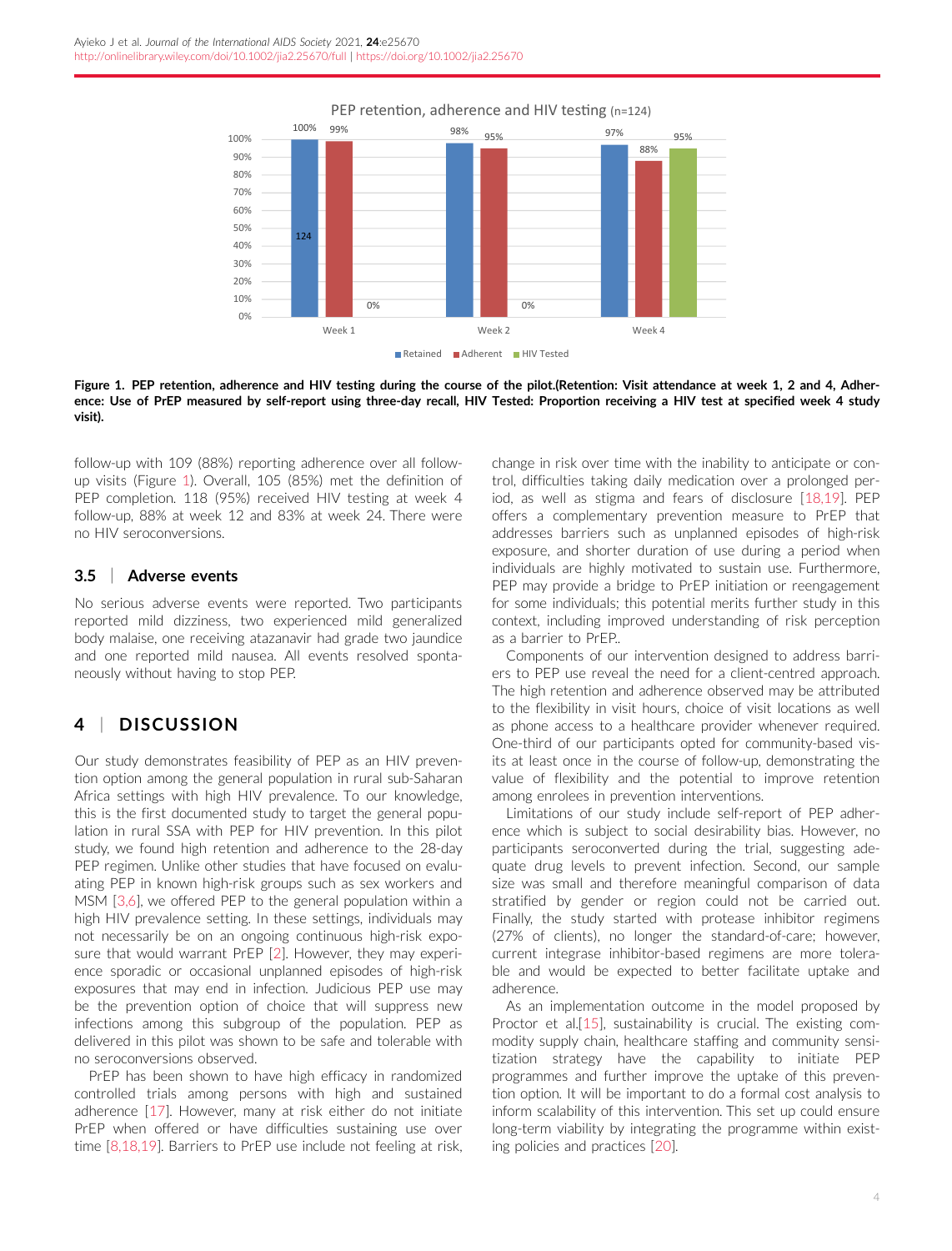PEP retention, adherence and HIV testing (n=124)

| | Retained | Adherent | HIV Tested |
| --- | --- | --- | --- |
| Week 1 | 100% (124) | 99% | 0% |
| Week 2 | 98% | 95% | 0% |
| Week 4 | 97% | 88% | 95% |

**Figure 1. PEP retention, adherence and HIV testing during the course of the pilot.(Retention: Visit attendance at week 1, 2 and 4, Adherence: Use of PrEP measured by self-report using three-day recall, HIV Tested: Proportion receiving a HIV test at specified week 4 study visit).**

follow-up with 109 (88%) reporting adherence over all follow-up visits (Figure 1). Overall, 105 (85%) met the definition of PEP completion. 118 (95%) received HIV testing at week 4 follow-up, 88% at week 12 and 83% at week 24. There were no HIV seroconversions.

### 3.5 | Adverse events

No serious adverse events were reported. Two participants reported mild dizziness, two experienced mild generalized body malaise, one receiving atazanavir had grade two jaundice and one reported mild nausea. All events resolved spontaneously without having to stop PEP.

## 4 | DISCUSSION

Our study demonstrates feasibility of PEP as an HIV prevention option among the general population in rural sub-Saharan Africa settings with high HIV prevalence. To our knowledge, this is the first documented study to target the general population in rural SSA with PEP for HIV prevention. In this pilot study, we found high retention and adherence to the 28-day PEP regimen. Unlike other studies that have focused on evaluating PEP in known high-risk groups such as sex workers and MSM [3,6], we offered PEP to the general population within a high HIV prevalence setting. In these settings, individuals may not necessarily be on an ongoing continuous high-risk exposure that would warrant PrEP [2]. However, they may experience sporadic or occasional unplanned episodes of high-risk exposures that may end in infection. Judicious PEP use may be the prevention option of choice that will suppress new infections among this subgroup of the population. PEP as delivered in this pilot was shown to be safe and tolerable with no seroconversions observed.

PrEP has been shown to have high efficacy in randomized controlled trials among persons with high and sustained adherence [17]. However, many at risk either do not initiate PrEP when offered or have difficulties sustaining use over time [8,18,19]. Barriers to PrEP use include not feeling at risk, change in risk over time with the inability to anticipate or control, difficulties taking daily medication over a prolonged period, as well as stigma and fears of disclosure [18,19]. PEP offers a complementary prevention measure to PrEP that addresses barriers such as unplanned episodes of high-risk exposure, and shorter duration of use during a period when individuals are highly motivated to sustain use. Furthermore, PEP may provide a bridge to PrEP initiation or reengagement for some individuals; this potential merits further study in this context, including improved understanding of risk perception as a barrier to PrEP..

Components of our intervention designed to address barriers to PEP use reveal the need for a client-centred approach. The high retention and adherence observed may be attributed to the flexibility in visit hours, choice of visit locations as well as phone access to a healthcare provider whenever required. One-third of our participants opted for community-based visits at least once in the course of follow-up, demonstrating the value of flexibility and the potential to improve retention among enrolees in prevention interventions.

Limitations of our study include self-report of PEP adherence which is subject to social desirability bias. However, no participants seroconverted during the trial, suggesting adequate drug levels to prevent infection. Second, our sample size was small and therefore meaningful comparison of data stratified by gender or region could not be carried out. Finally, the study started with protease inhibitor regimens (27% of clients), no longer the standard-of-care; however, current integrase inhibitor-based regimens are more tolerable and would be expected to better facilitate uptake and adherence.

As an implementation outcome in the model proposed by Proctor et al.[15], sustainability is crucial. The existing commodity supply chain, healthcare staffing and community sensitization strategy have the capability to initiate PEP programmes and further improve the uptake of this prevention option. It will be important to do a formal cost analysis to inform scalability of this intervention. This set up could ensure long-term viability by integrating the programme within existing policies and practices [20].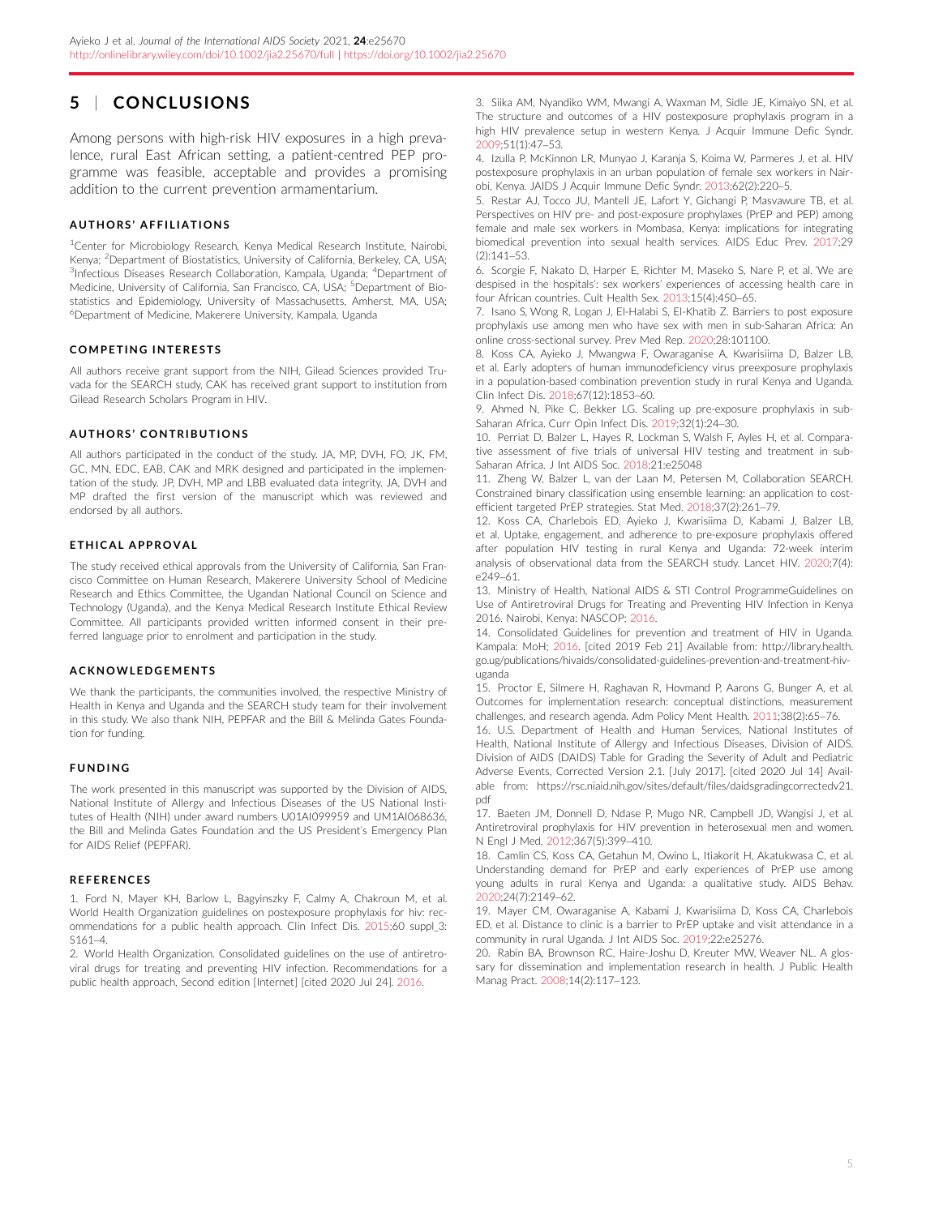## 5 | CONCLUSIONS

Among persons with high-risk HIV exposures in a high prevalence, rural East African setting, a patient-centred PEP programme was feasible, acceptable and provides a promising addition to the current prevention armamentarium.

### AUTHORS' AFFILIATIONS

[1]Center for Microbiology Research, Kenya Medical Research Institute, Nairobi, Kenya; [2]Department of Biostatistics, University of California, Berkeley, CA, USA; [3]Infectious Diseases Research Collaboration, Kampala, Uganda; [4]Department of Medicine, University of California, San Francisco, CA, USA; [5]Department of Biostatistics and Epidemiology, University of Massachusetts, Amherst, MA, USA; [6]Department of Medicine, Makerere University, Kampala, Uganda

### COMPETING INTERESTS

All authors receive grant support from the NIH, Gilead Sciences provided Truvada for the SEARCH study, CAK has received grant support to institution from Gilead Research Scholars Program in HIV.

### AUTHORS' CONTRIBUTIONS

All authors participated in the conduct of the study. JA, MP, DVH, FO, JK, FM, GC, MN, EDC, EAB, CAK and MRK designed and participated in the implementation of the study. JP, DVH, MP and LBB evaluated data integrity. JA, DVH and MP drafted the first version of the manuscript which was reviewed and endorsed by all authors.

### ETHICAL APPROVAL

The study received ethical approvals from the University of California, San Francisco Committee on Human Research, Makerere University School of Medicine Research and Ethics Committee, the Ugandan National Council on Science and Technology (Uganda), and the Kenya Medical Research Institute Ethical Review Committee. All participants provided written informed consent in their preferred language prior to enrolment and participation in the study.

### ACKNOWLEDGEMENTS

We thank the participants, the communities involved, the respective Ministry of Health in Kenya and Uganda and the SEARCH study team for their involvement in this study. We also thank NIH, PEPFAR and the Bill & Melinda Gates Foundation for funding.

### FUNDING

The work presented in this manuscript was supported by the Division of AIDS, National Institute of Allergy and Infectious Diseases of the US National Institutes of Health (NIH) under award numbers U01AI099959 and UM1AI068636, the Bill and Melinda Gates Foundation and the US President's Emergency Plan for AIDS Relief (PEPFAR).

### REFERENCES

1. Ford N, Mayer KH, Barlow L, Bagyinszky F, Calmy A, Chakroun M, et al. World Health Organization guidelines on postexposure prophylaxis for hiv: recommendations for a public health approach. Clin Infect Dis. 2015;60 suppl_3: S161–4.
2. World Health Organization. Consolidated guidelines on the use of antiretroviral drugs for treating and preventing HIV infection. Recommendations for a public health approach, Second edition [Internet] [cited 2020 Jul 24]. 2016.
3. Siika AM, Nyandiko WM, Mwangi A, Waxman M, Sidle JE, Kimaiyo SN, et al. The structure and outcomes of a HIV postexposure prophylaxis program in a high HIV prevalence setup in western Kenya. J Acquir Immune Defic Syndr. 2009;51(1):47–53.
4. Izulla P, McKinnon LR, Munyao J, Karanja S, Koima W, Parmeres J, et al. HIV postexposure prophylaxis in an urban population of female sex workers in Nairobi, Kenya. JAIDS J Acquir Immune Defic Syndr. 2013;62(2):220–5.
5. Restar AJ, Tocco JU, Mantell JE, Lafort Y, Gichangi P, Masvawure TB, et al. Perspectives on HIV pre- and post-exposure prophylaxes (PrEP and PEP) among female and male sex workers in Mombasa, Kenya: implications for integrating biomedical prevention into sexual health services. AIDS Educ Prev. 2017;29 (2):141–53.
6. Scorgie F, Nakato D, Harper E, Richter M, Maseko S, Nare P, et al. 'We are despised in the hospitals': sex workers' experiences of accessing health care in four African countries. Cult Health Sex. 2013;15(4):450–65.
7. Isano S, Wong R, Logan J, El-Halabi S, El-Khatib Z. Barriers to post exposure prophylaxis use among men who have sex with men in sub-Saharan Africa: An online cross-sectional survey. Prev Med Rep. 2020;28:101100.
8. Koss CA, Ayieko J, Mwangwa F, Owaraganise A, Kwarisiima D, Balzer LB, et al. Early adopters of human immunodeficiency virus preexposure prophylaxis in a population-based combination prevention study in rural Kenya and Uganda. Clin Infect Dis. 2018;67(12):1853–60.
9. Ahmed N, Pike C, Bekker LG. Scaling up pre-exposure prophylaxis in sub-Saharan Africa. Curr Opin Infect Dis. 2019;32(1):24–30.
10. Perriat D, Balzer L, Hayes R, Lockman S, Walsh F, Ayles H, et al. Comparative assessment of five trials of universal HIV testing and treatment in sub-Saharan Africa. J Int AIDS Soc. 2018;21:e25048
11. Zheng W, Balzer L, van der Laan M, Petersen M, Collaboration SEARCH. Constrained binary classification using ensemble learning: an application to cost-efficient targeted PrEP strategies. Stat Med. 2018;37(2):261–79.
12. Koss CA, Charlebois ED, Ayieko J, Kwarisiima D, Kabami J, Balzer LB, et al. Uptake, engagement, and adherence to pre-exposure prophylaxis offered after population HIV testing in rural Kenya and Uganda: 72-week interim analysis of observational data from the SEARCH study. Lancet HIV. 2020;7(4): e249–61.
13. Ministry of Health, National AIDS & STI Control ProgrammeGuidelines on Use of Antiretroviral Drugs for Treating and Preventing HIV Infection in Kenya 2016. Nairobi, Kenya: NASCOP; 2016.
14. Consolidated Guidelines for prevention and treatment of HIV in Uganda. Kampala: MoH; 2016. [cited 2019 Feb 21] Available from: http://library.health.go.ug/publications/hivaids/consolidated-guidelines-prevention-and-treatment-hiv-uganda
15. Proctor E, Silmere H, Raghavan R, Hovmand P, Aarons G, Bunger A, et al. Outcomes for implementation research: conceptual distinctions, measurement challenges, and research agenda. Adm Policy Ment Health. 2011;38(2):65–76.
16. U.S. Department of Health and Human Services, National Institutes of Health, National Institute of Allergy and Infectious Diseases, Division of AIDS. Division of AIDS (DAIDS) Table for Grading the Severity of Adult and Pediatric Adverse Events, Corrected Version 2.1. [July 2017]. [cited 2020 Jul 14] Available from: https://rsc.niaid.nih.gov/sites/default/files/daidsgradingcorrectedv21.pdf
17. Baeten JM, Donnell D, Ndase P, Mugo NR, Campbell JD, Wangisi J, et al. Antiretroviral prophylaxis for HIV prevention in heterosexual men and women. N Engl J Med. 2012;367(5):399–410.
18. Camlin CS, Koss CA, Getahun M, Owino L, Itiakorit H, Akatukwasa C, et al. Understanding demand for PrEP and early experiences of PrEP use among young adults in rural Kenya and Uganda: a qualitative study. AIDS Behav. 2020;24(7):2149–62.
19. Mayer CM, Owaraganise A, Kabami J, Kwarisiima D, Koss CA, Charlebois ED, et al. Distance to clinic is a barrier to PrEP uptake and visit attendance in a community in rural Uganda. J Int AIDS Soc. 2019;22:e25276.
20. Rabin BA, Brownson RC, Haire-Joshu D, Kreuter MW, Weaver NL. A glossary for dissemination and implementation research in health. J Public Health Manag Pract. 2008;14(2):117–123.